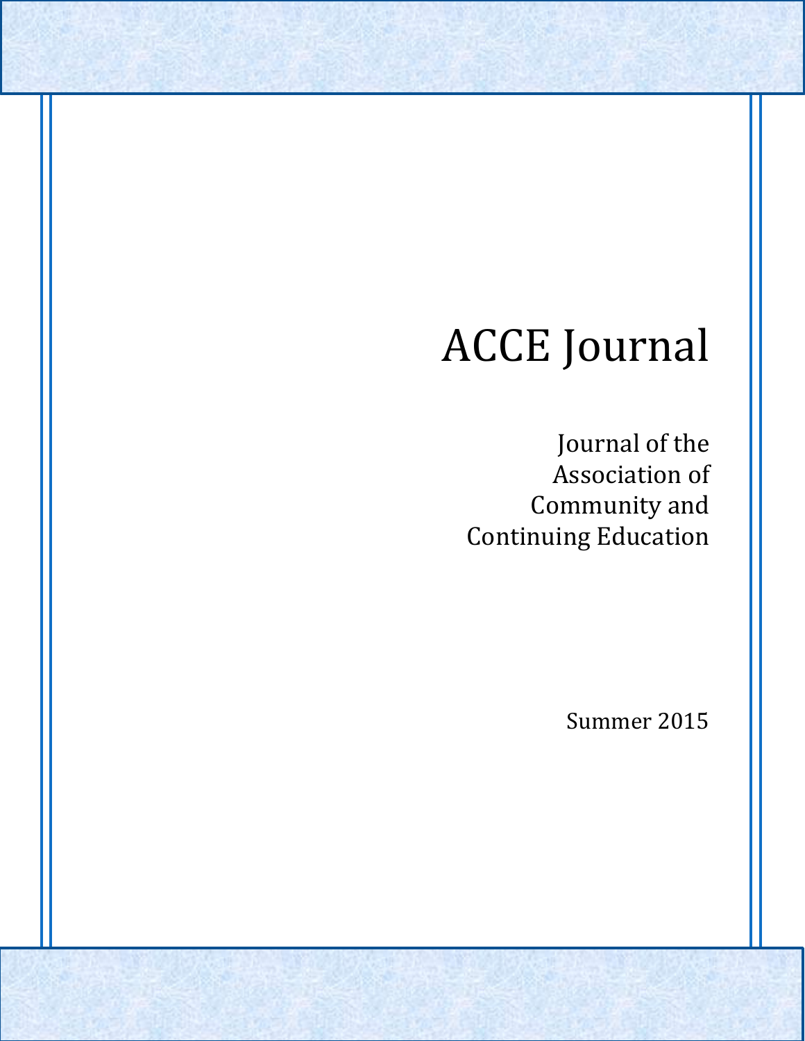# ACCE Journal

Journal of the Association of Community and Continuing Education

Summer 2015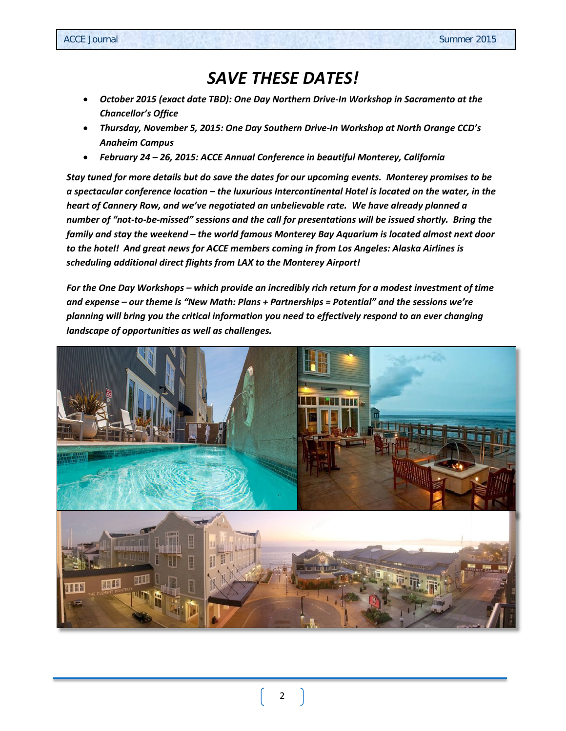# *SAVE THESE DATES!*

- ***October 2015 (exact date TBD): One Day Northern Drive-In Workshop in Sacramento at the Chancellor's Office***
- ***Thursday, November 5, 2015: One Day Southern Drive-In Workshop at North Orange CCD's Anaheim Campus***
- ***February 24 – 26, 2015: ACCE Annual Conference in beautiful Monterey, California***

***Stay tuned for more details but do save the dates for our upcoming events. Monterey promises to be a spectacular conference location – the luxurious Intercontinental Hotel is located on the water, in the heart of Cannery Row, and we've negotiated an unbelievable rate. We have already planned a number of "not-to-be-missed" sessions and the call for presentations will be issued shortly. Bring the family and stay the weekend – the world famous Monterey Bay Aquarium is located almost next door to the hotel! And great news for ACCE members coming in from Los Angeles: Alaska Airlines is scheduling additional direct flights from LAX to the Monterey Airport!***

***For the One Day Workshops – which provide an incredibly rich return for a modest investment of time and expense – our theme is "New Math: Plans + Partnerships = Potential" and the sessions we're planning will bring you the critical information you need to effectively respond to an ever changing landscape of opportunities as well as challenges.***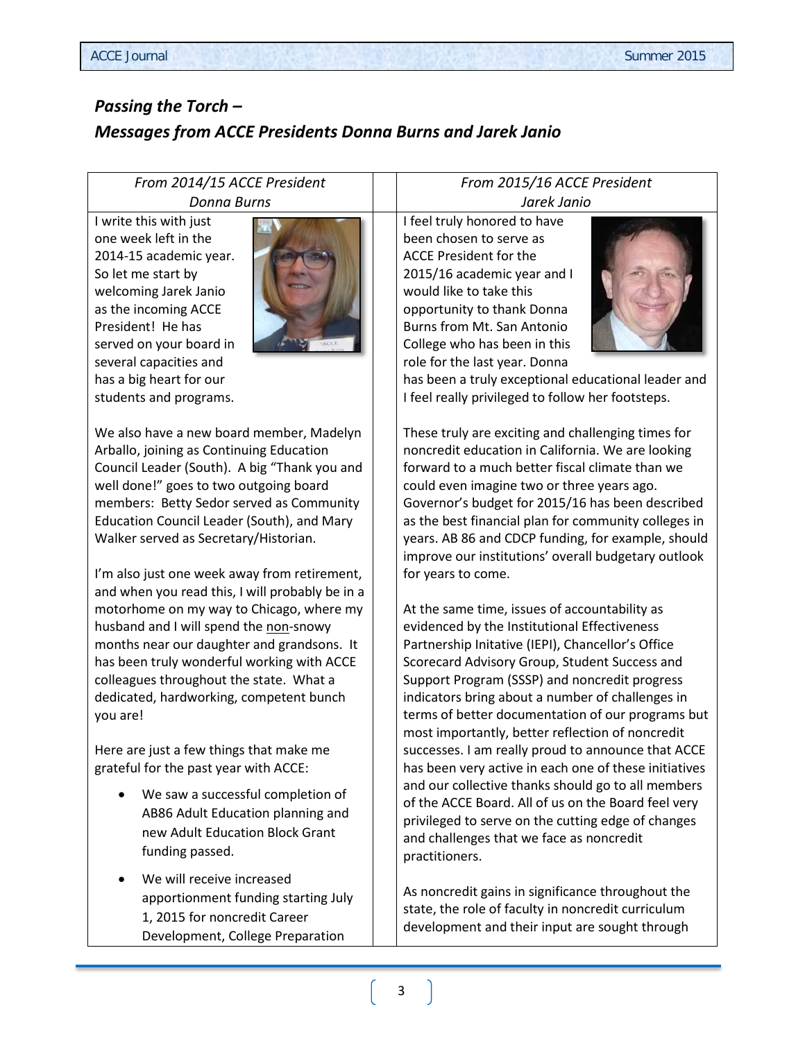## *Passing the Torch –*
## *Messages from ACCE Presidents Donna Burns and Jarek Janio*

*From 2014/15 ACCE President*
*Donna Burns*

I write this with just one week left in the 2014-15 academic year. So let me start by welcoming Jarek Janio as the incoming ACCE President! He has served on your board in several capacities and has a big heart for our students and programs.

We also have a new board member, Madelyn Arballo, joining as Continuing Education Council Leader (South). A big "Thank you and well done!" goes to two outgoing board members: Betty Sedor served as Community Education Council Leader (South), and Mary Walker served as Secretary/Historian.

I'm also just one week away from retirement, and when you read this, I will probably be in a motorhome on my way to Chicago, where my husband and I will spend the non-snowy months near our daughter and grandsons. It has been truly wonderful working with ACCE colleagues throughout the state. What a dedicated, hardworking, competent bunch you are!

Here are just a few things that make me grateful for the past year with ACCE:

- We saw a successful completion of AB86 Adult Education planning and new Adult Education Block Grant funding passed.
- We will receive increased apportionment funding starting July 1, 2015 for noncredit Career Development, College Preparation

*From 2015/16 ACCE President*
*Jarek Janio*

I feel truly honored to have been chosen to serve as ACCE President for the 2015/16 academic year and I would like to take this opportunity to thank Donna Burns from Mt. San Antonio College who has been in this role for the last year. Donna has been a truly exceptional educational leader and I feel really privileged to follow her footsteps.

These truly are exciting and challenging times for noncredit education in California. We are looking forward to a much better fiscal climate than we could even imagine two or three years ago. Governor's budget for 2015/16 has been described as the best financial plan for community colleges in years. AB 86 and CDCP funding, for example, should improve our institutions' overall budgetary outlook for years to come.

At the same time, issues of accountability as evidenced by the Institutional Effectiveness Partnership Initative (IEPI), Chancellor's Office Scorecard Advisory Group, Student Success and Support Program (SSSP) and noncredit progress indicators bring about a number of challenges in terms of better documentation of our programs but most importantly, better reflection of noncredit successes. I am really proud to announce that ACCE has been very active in each one of these initiatives and our collective thanks should go to all members of the ACCE Board. All of us on the Board feel very privileged to serve on the cutting edge of changes and challenges that we face as noncredit practitioners.

As noncredit gains in significance throughout the state, the role of faculty in noncredit curriculum development and their input are sought through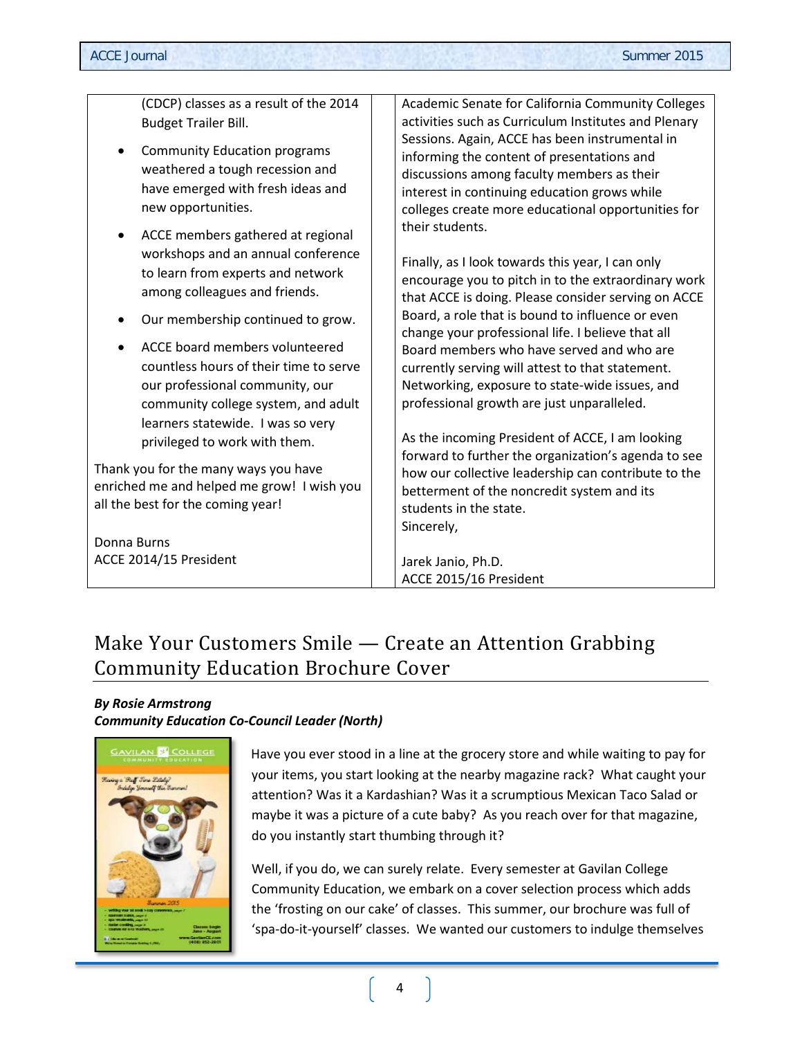(CDCP) classes as a result of the 2014 Budget Trailer Bill.

- Community Education programs weathered a tough recession and have emerged with fresh ideas and new opportunities.
- ACCE members gathered at regional workshops and an annual conference to learn from experts and network among colleagues and friends.
- Our membership continued to grow.
- ACCE board members volunteered countless hours of their time to serve our professional community, our community college system, and adult learners statewide. I was so very privileged to work with them.

Thank you for the many ways you have enriched me and helped me grow! I wish you all the best for the coming year!

Donna Burns
ACCE 2014/15 President

Academic Senate for California Community Colleges activities such as Curriculum Institutes and Plenary Sessions. Again, ACCE has been instrumental in informing the content of presentations and discussions among faculty members as their interest in continuing education grows while colleges create more educational opportunities for their students.

Finally, as I look towards this year, I can only encourage you to pitch in to the extraordinary work that ACCE is doing. Please consider serving on ACCE Board, a role that is bound to influence or even change your professional life. I believe that all Board members who have served and who are currently serving will attest to that statement. Networking, exposure to state-wide issues, and professional growth are just unparalleled.

As the incoming President of ACCE, I am looking forward to further the organization's agenda to see how our collective leadership can contribute to the betterment of the noncredit system and its students in the state.

Sincerely,

Jarek Janio, Ph.D.
ACCE 2015/16 President

## Make Your Customers Smile — Create an Attention Grabbing Community Education Brochure Cover

***By Rosie Armstrong***
***Community Education Co-Council Leader (North)***

Have you ever stood in a line at the grocery store and while waiting to pay for your items, you start looking at the nearby magazine rack? What caught your attention? Was it a Kardashian? Was it a scrumptious Mexican Taco Salad or maybe it was a picture of a cute baby? As you reach over for that magazine, do you instantly start thumbing through it?

Well, if you do, we can surely relate. Every semester at Gavilan College Community Education, we embark on a cover selection process which adds the 'frosting on our cake' of classes. This summer, our brochure was full of 'spa-do-it-yourself' classes. We wanted our customers to indulge themselves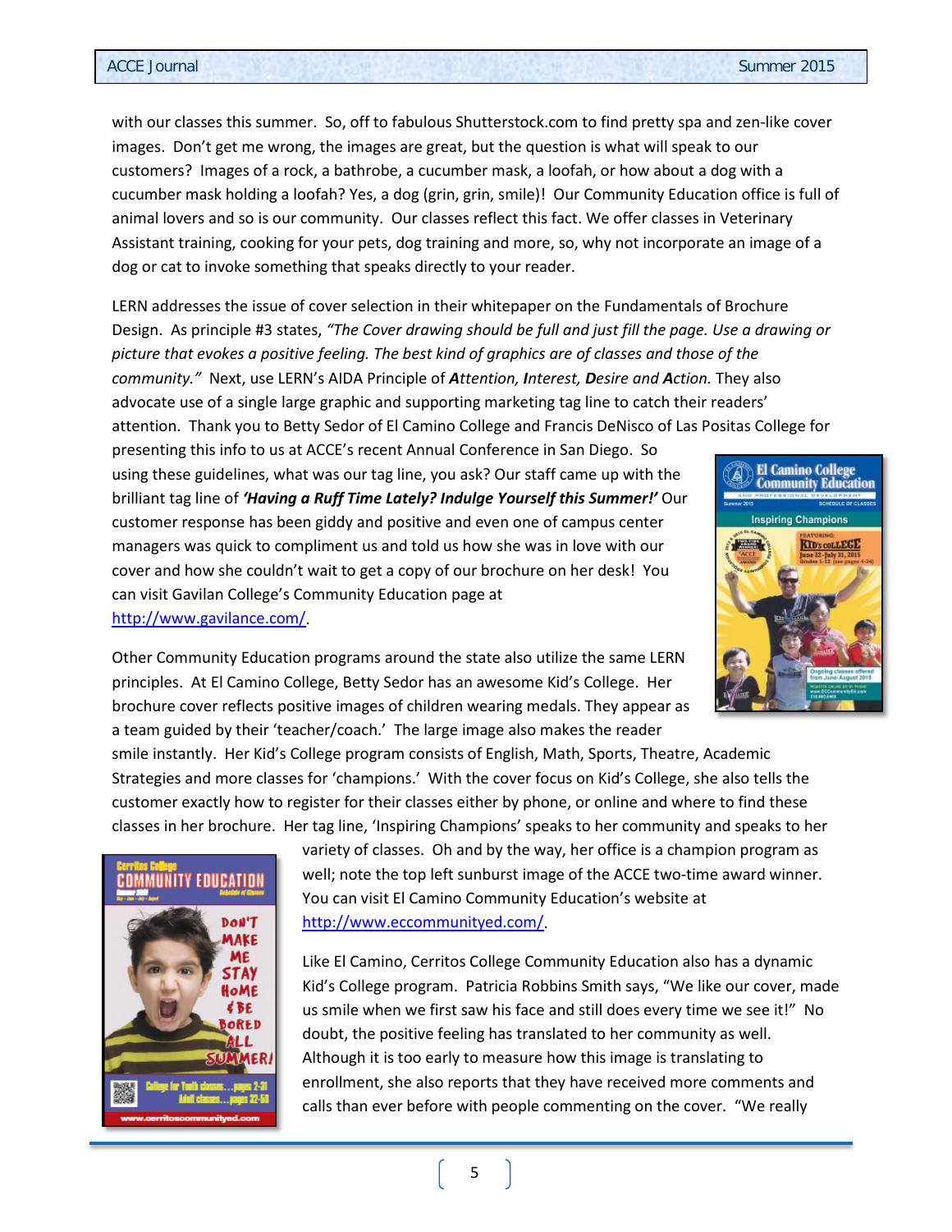with our classes this summer. So, off to fabulous Shutterstock.com to find pretty spa and zen-like cover images. Don't get me wrong, the images are great, but the question is what will speak to our customers? Images of a rock, a bathrobe, a cucumber mask, a loofah, or how about a dog with a cucumber mask holding a loofah? Yes, a dog (grin, grin, smile)! Our Community Education office is full of animal lovers and so is our community. Our classes reflect this fact. We offer classes in Veterinary Assistant training, cooking for your pets, dog training and more, so, why not incorporate an image of a dog or cat to invoke something that speaks directly to your reader.

LERN addresses the issue of cover selection in their whitepaper on the Fundamentals of Brochure Design. As principle #3 states, *"The Cover drawing should be full and just fill the page. Use a drawing or picture that evokes a positive feeling. The best kind of graphics are of classes and those of the community."* Next, use LERN's AIDA Principle of ***A****ttention,* ***I****nterest,* ***D****esire and* ***A****ction.* They also advocate use of a single large graphic and supporting marketing tag line to catch their readers' attention. Thank you to Betty Sedor of El Camino College and Francis DeNisco of Las Positas College for presenting this info to us at ACCE's recent Annual Conference in San Diego. So using these guidelines, what was our tag line, you ask? Our staff came up with the brilliant tag line of ***'Having a Ruff Time Lately? Indulge Yourself this Summer!'*** Our customer response has been giddy and positive and even one of campus center managers was quick to compliment us and told us how she was in love with our cover and how she couldn't wait to get a copy of our brochure on her desk! You can visit Gavilan College's Community Education page at http://www.gavilance.com/.

Other Community Education programs around the state also utilize the same LERN principles. At El Camino College, Betty Sedor has an awesome Kid's College. Her brochure cover reflects positive images of children wearing medals. They appear as a team guided by their 'teacher/coach.' The large image also makes the reader smile instantly. Her Kid's College program consists of English, Math, Sports, Theatre, Academic Strategies and more classes for 'champions.' With the cover focus on Kid's College, she also tells the customer exactly how to register for their classes either by phone, or online and where to find these classes in her brochure. Her tag line, 'Inspiring Champions' speaks to her community and speaks to her variety of classes. Oh and by the way, her office is a champion program as well; note the top left sunburst image of the ACCE two-time award winner. You can visit El Camino Community Education's website at http://www.eccommunityed.com/.

Like El Camino, Cerritos College Community Education also has a dynamic Kid's College program. Patricia Robbins Smith says, "We like our cover, made us smile when we first saw his face and still does every time we see it!" No doubt, the positive feeling has translated to her community as well. Although it is too early to measure how this image is translating to enrollment, she also reports that they have received more comments and calls than ever before with people commenting on the cover. "We really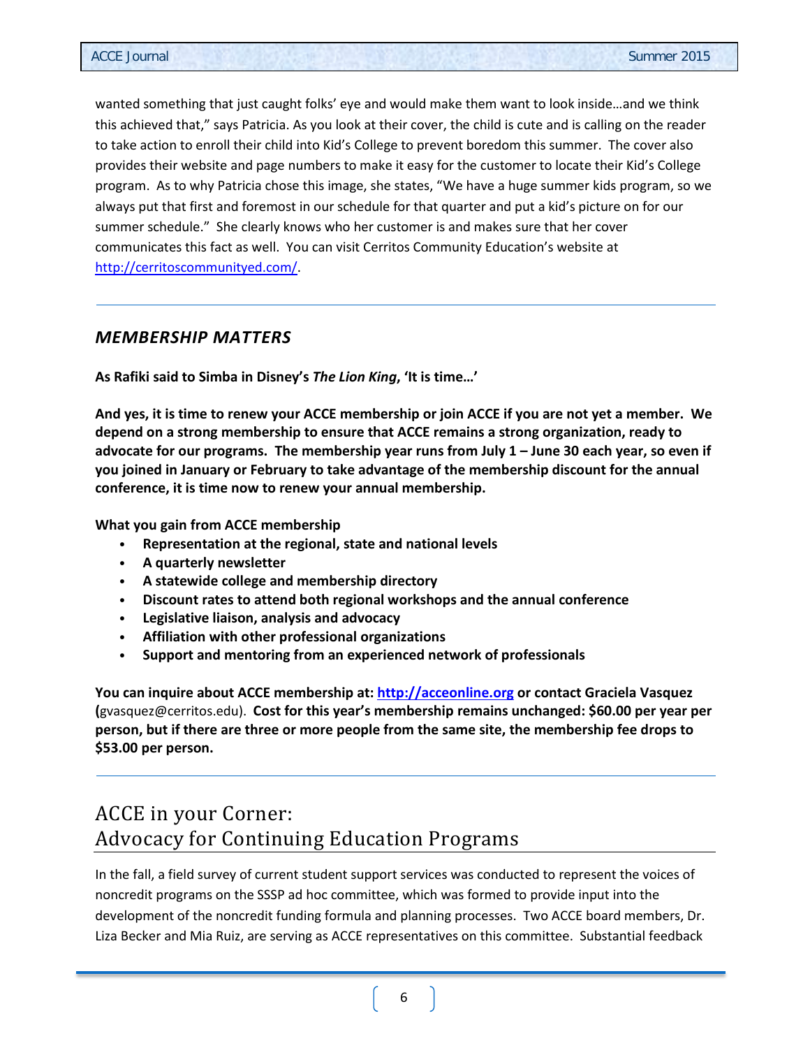wanted something that just caught folks' eye and would make them want to look inside…and we think this achieved that," says Patricia. As you look at their cover, the child is cute and is calling on the reader to take action to enroll their child into Kid's College to prevent boredom this summer. The cover also provides their website and page numbers to make it easy for the customer to locate their Kid's College program. As to why Patricia chose this image, she states, "We have a huge summer kids program, so we always put that first and foremost in our schedule for that quarter and put a kid's picture on for our summer schedule." She clearly knows who her customer is and makes sure that her cover communicates this fact as well. You can visit Cerritos Community Education's website at [http://cerritoscommunityed.com/](http://cerritoscommunityed.com/).

---

## *MEMBERSHIP MATTERS*

**As Rafiki said to Simba in Disney's *The Lion King*, 'It is time…'**

**And yes, it is time to renew your ACCE membership or join ACCE if you are not yet a member. We depend on a strong membership to ensure that ACCE remains a strong organization, ready to advocate for our programs. The membership year runs from July 1 – June 30 each year, so even if you joined in January or February to take advantage of the membership discount for the annual conference, it is time now to renew your annual membership.**

**What you gain from ACCE membership**

- **Representation at the regional, state and national levels**
- **A quarterly newsletter**
- **A statewide college and membership directory**
- **Discount rates to attend both regional workshops and the annual conference**
- **Legislative liaison, analysis and advocacy**
- **Affiliation with other professional organizations**
- **Support and mentoring from an experienced network of professionals**

**You can inquire about ACCE membership at: [http://acceonline.org](http://acceonline.org) or contact Graciela Vasquez (**gvasquez@cerritos.edu). **Cost for this year's membership remains unchanged: $60.00 per year per person, but if there are three or more people from the same site, the membership fee drops to $53.00 per person.**

---

## ACCE in your Corner: Advocacy for Continuing Education Programs

In the fall, a field survey of current student support services was conducted to represent the voices of noncredit programs on the SSSP ad hoc committee, which was formed to provide input into the development of the noncredit funding formula and planning processes. Two ACCE board members, Dr. Liza Becker and Mia Ruiz, are serving as ACCE representatives on this committee. Substantial feedback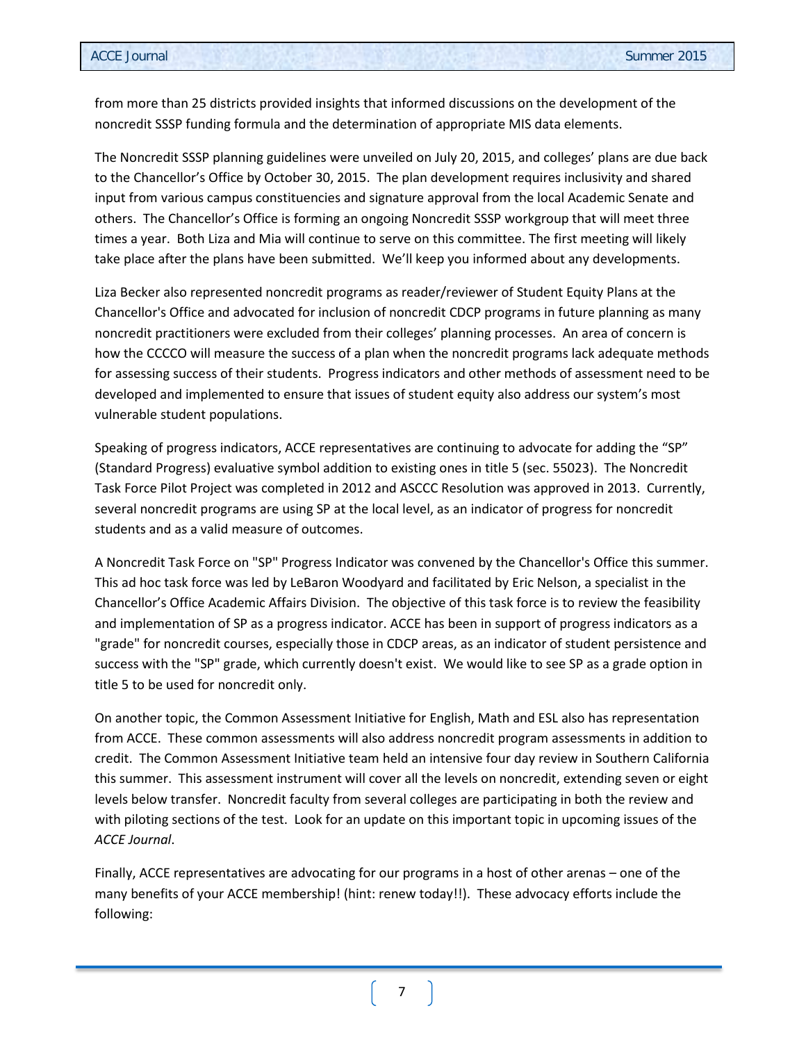from more than 25 districts provided insights that informed discussions on the development of the noncredit SSSP funding formula and the determination of appropriate MIS data elements.

The Noncredit SSSP planning guidelines were unveiled on July 20, 2015, and colleges' plans are due back to the Chancellor's Office by October 30, 2015. The plan development requires inclusivity and shared input from various campus constituencies and signature approval from the local Academic Senate and others. The Chancellor's Office is forming an ongoing Noncredit SSSP workgroup that will meet three times a year. Both Liza and Mia will continue to serve on this committee. The first meeting will likely take place after the plans have been submitted. We'll keep you informed about any developments.

Liza Becker also represented noncredit programs as reader/reviewer of Student Equity Plans at the Chancellor's Office and advocated for inclusion of noncredit CDCP programs in future planning as many noncredit practitioners were excluded from their colleges' planning processes. An area of concern is how the CCCCO will measure the success of a plan when the noncredit programs lack adequate methods for assessing success of their students. Progress indicators and other methods of assessment need to be developed and implemented to ensure that issues of student equity also address our system's most vulnerable student populations.

Speaking of progress indicators, ACCE representatives are continuing to advocate for adding the "SP" (Standard Progress) evaluative symbol addition to existing ones in title 5 (sec. 55023). The Noncredit Task Force Pilot Project was completed in 2012 and ASCCC Resolution was approved in 2013. Currently, several noncredit programs are using SP at the local level, as an indicator of progress for noncredit students and as a valid measure of outcomes.

A Noncredit Task Force on "SP" Progress Indicator was convened by the Chancellor's Office this summer. This ad hoc task force was led by LeBaron Woodyard and facilitated by Eric Nelson, a specialist in the Chancellor's Office Academic Affairs Division. The objective of this task force is to review the feasibility and implementation of SP as a progress indicator. ACCE has been in support of progress indicators as a "grade" for noncredit courses, especially those in CDCP areas, as an indicator of student persistence and success with the "SP" grade, which currently doesn't exist. We would like to see SP as a grade option in title 5 to be used for noncredit only.

On another topic, the Common Assessment Initiative for English, Math and ESL also has representation from ACCE. These common assessments will also address noncredit program assessments in addition to credit. The Common Assessment Initiative team held an intensive four day review in Southern California this summer. This assessment instrument will cover all the levels on noncredit, extending seven or eight levels below transfer. Noncredit faculty from several colleges are participating in both the review and with piloting sections of the test. Look for an update on this important topic in upcoming issues of the *ACCE Journal*.

Finally, ACCE representatives are advocating for our programs in a host of other arenas – one of the many benefits of your ACCE membership! (hint: renew today!!). These advocacy efforts include the following: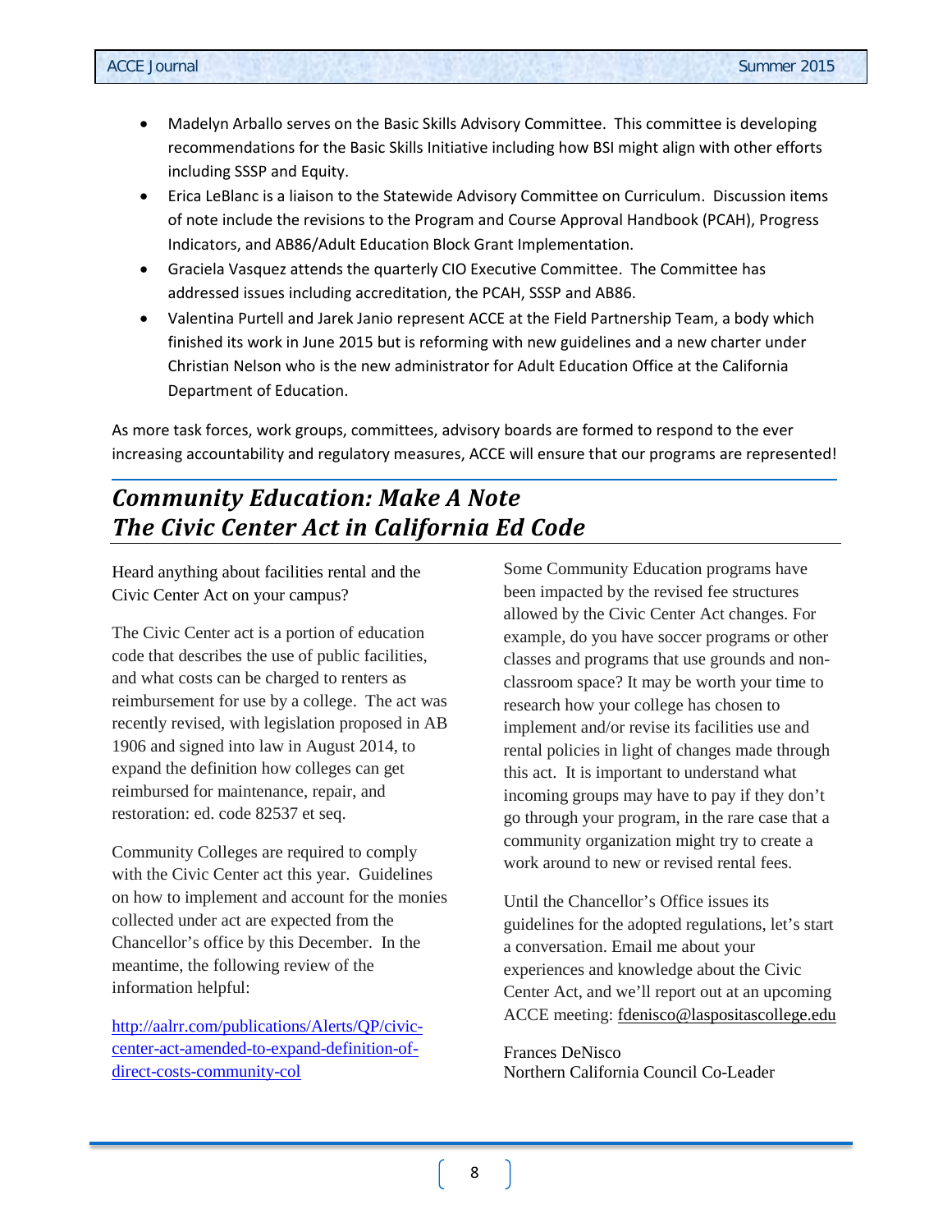- Madelyn Arballo serves on the Basic Skills Advisory Committee. This committee is developing recommendations for the Basic Skills Initiative including how BSI might align with other efforts including SSSP and Equity.
- Erica LeBlanc is a liaison to the Statewide Advisory Committee on Curriculum. Discussion items of note include the revisions to the Program and Course Approval Handbook (PCAH), Progress Indicators, and AB86/Adult Education Block Grant Implementation.
- Graciela Vasquez attends the quarterly CIO Executive Committee. The Committee has addressed issues including accreditation, the PCAH, SSSP and AB86.
- Valentina Purtell and Jarek Janio represent ACCE at the Field Partnership Team, a body which finished its work in June 2015 but is reforming with new guidelines and a new charter under Christian Nelson who is the new administrator for Adult Education Office at the California Department of Education.

As more task forces, work groups, committees, advisory boards are formed to respond to the ever increasing accountability and regulatory measures, ACCE will ensure that our programs are represented!

## *Community Education: Make A Note The Civic Center Act in California Ed Code*

Heard anything about facilities rental and the Civic Center Act on your campus?

The Civic Center act is a portion of education code that describes the use of public facilities, and what costs can be charged to renters as reimbursement for use by a college. The act was recently revised, with legislation proposed in AB 1906 and signed into law in August 2014, to expand the definition how colleges can get reimbursed for maintenance, repair, and restoration: ed. code 82537 et seq.

Community Colleges are required to comply with the Civic Center act this year. Guidelines on how to implement and account for the monies collected under act are expected from the Chancellor's office by this December. In the meantime, the following review of the information helpful:

[http://aalrr.com/publications/Alerts/QP/civic-center-act-amended-to-expand-definition-of-direct-costs-community-col](http://aalrr.com/publications/Alerts/QP/civic-center-act-amended-to-expand-definition-of-direct-costs-community-col)

Some Community Education programs have been impacted by the revised fee structures allowed by the Civic Center Act changes. For example, do you have soccer programs or other classes and programs that use grounds and non-classroom space? It may be worth your time to research how your college has chosen to implement and/or revise its facilities use and rental policies in light of changes made through this act. It is important to understand what incoming groups may have to pay if they don't go through your program, in the rare case that a community organization might try to create a work around to new or revised rental fees.

Until the Chancellor's Office issues its guidelines for the adopted regulations, let's start a conversation. Email me about your experiences and knowledge about the Civic Center Act, and we'll report out at an upcoming ACCE meeting: fdenisco@laspositascollege.edu

Frances DeNisco
Northern California Council Co-Leader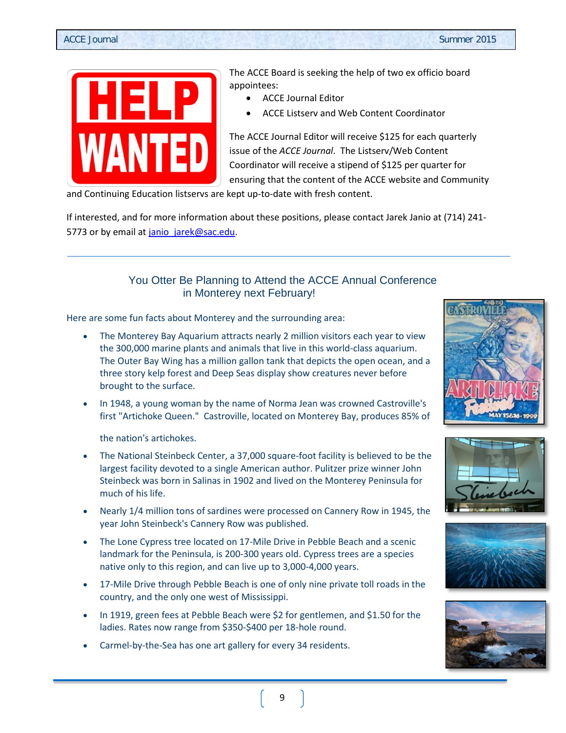The ACCE Board is seeking the help of two ex officio board appointees:

- ACCE Journal Editor
- ACCE Listserv and Web Content Coordinator

The ACCE Journal Editor will receive $125 for each quarterly issue of the *ACCE Journal*. The Listserv/Web Content Coordinator will receive a stipend of $125 per quarter for ensuring that the content of the ACCE website and Community and Continuing Education listservs are kept up-to-date with fresh content.

If interested, and for more information about these positions, please contact Jarek Janio at (714) 241-5773 or by email at janio_jarek@sac.edu.

---

## You Otter Be Planning to Attend the ACCE Annual Conference in Monterey next February!

Here are some fun facts about Monterey and the surrounding area:

- The Monterey Bay Aquarium attracts nearly 2 million visitors each year to view the 300,000 marine plants and animals that live in this world-class aquarium. The Outer Bay Wing has a million gallon tank that depicts the open ocean, and a three story kelp forest and Deep Seas display show creatures never before brought to the surface.
- In 1948, a young woman by the name of Norma Jean was crowned Castroville's first "Artichoke Queen." Castroville, located on Monterey Bay, produces 85% of the nation's artichokes.
- The National Steinbeck Center, a 37,000 square-foot facility is believed to be the largest facility devoted to a single American author. Pulitzer prize winner John Steinbeck was born in Salinas in 1902 and lived on the Monterey Peninsula for much of his life.
- Nearly 1/4 million tons of sardines were processed on Cannery Row in 1945, the year John Steinbeck's Cannery Row was published.
- The Lone Cypress tree located on 17-Mile Drive in Pebble Beach and a scenic landmark for the Peninsula, is 200-300 years old. Cypress trees are a species native only to this region, and can live up to 3,000-4,000 years.
- 17-Mile Drive through Pebble Beach is one of only nine private toll roads in the country, and the only one west of Mississippi.
- In 1919, green fees at Pebble Beach were $2 for gentlemen, and $1.50 for the ladies. Rates now range from $350-$400 per 18-hole round.
- Carmel-by-the-Sea has one art gallery for every 34 residents.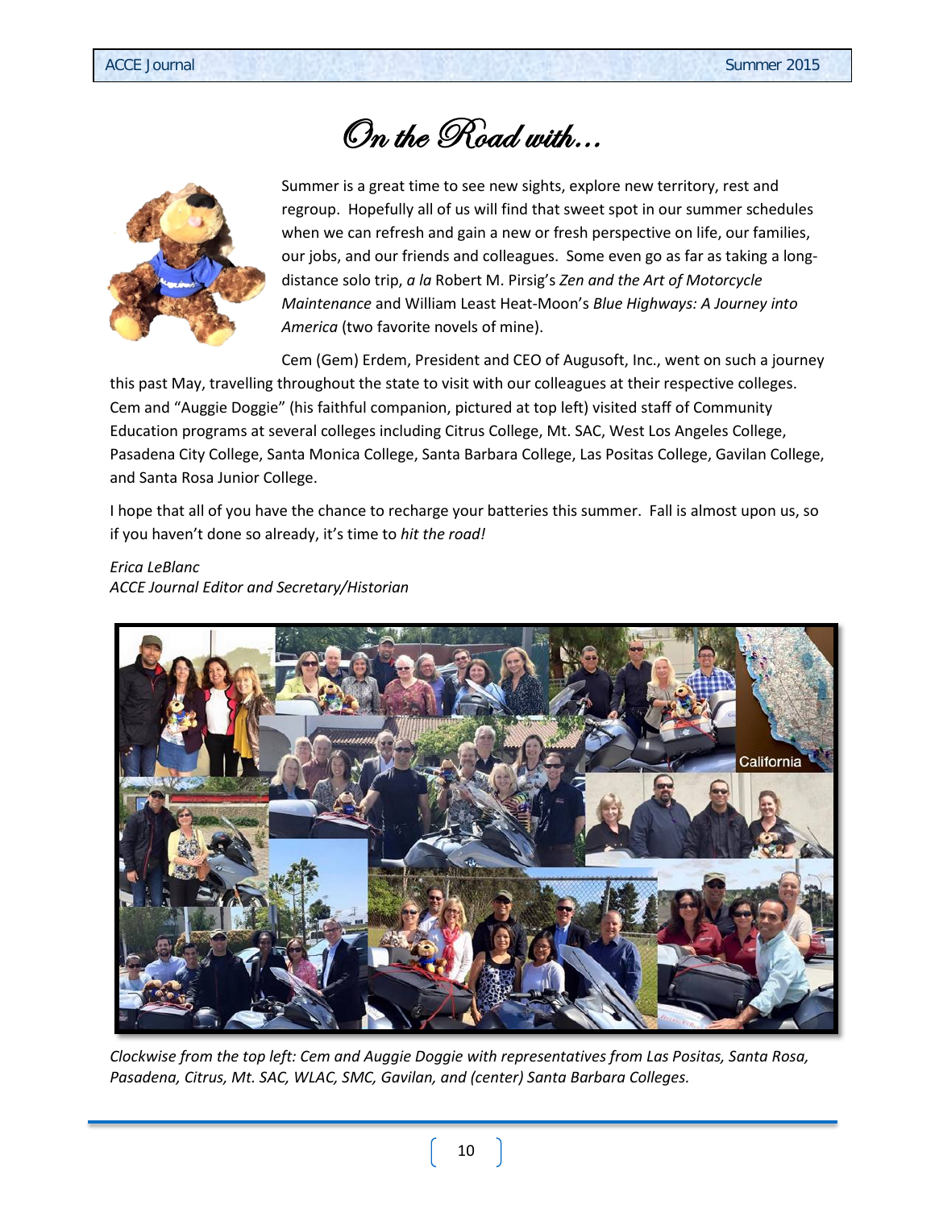# On the Road with…

Summer is a great time to see new sights, explore new territory, rest and regroup. Hopefully all of us will find that sweet spot in our summer schedules when we can refresh and gain a new or fresh perspective on life, our families, our jobs, and our friends and colleagues. Some even go as far as taking a long-distance solo trip, *a la* Robert M. Pirsig's *Zen and the Art of Motorcycle Maintenance* and William Least Heat-Moon's *Blue Highways: A Journey into America* (two favorite novels of mine).

Cem (Gem) Erdem, President and CEO of Augusoft, Inc., went on such a journey this past May, travelling throughout the state to visit with our colleagues at their respective colleges. Cem and "Auggie Doggie" (his faithful companion, pictured at top left) visited staff of Community Education programs at several colleges including Citrus College, Mt. SAC, West Los Angeles College, Pasadena City College, Santa Monica College, Santa Barbara College, Las Positas College, Gavilan College, and Santa Rosa Junior College.

I hope that all of you have the chance to recharge your batteries this summer. Fall is almost upon us, so if you haven't done so already, it's time to *hit the road!*

*Erica LeBlanc*
*ACCE Journal Editor and Secretary/Historian*

*Clockwise from the top left: Cem and Auggie Doggie with representatives from Las Positas, Santa Rosa, Pasadena, Citrus, Mt. SAC, WLAC, SMC, Gavilan, and (center) Santa Barbara Colleges.*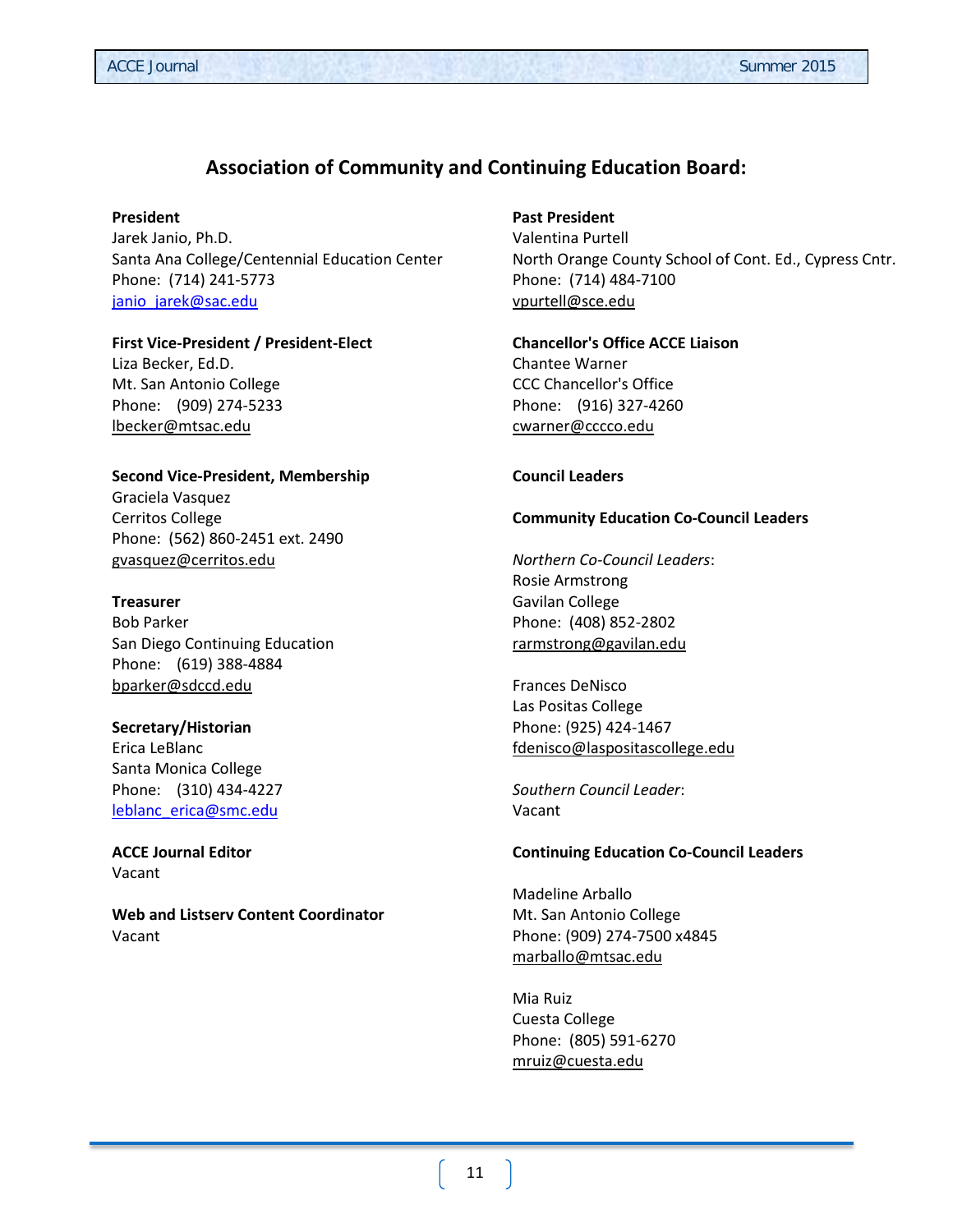## Association of Community and Continuing Education Board:

**President**
Jarek Janio, Ph.D.
Santa Ana College/Centennial Education Center
Phone: (714) 241-5773
janio_jarek@sac.edu

**First Vice-President / President-Elect**
Liza Becker, Ed.D.
Mt. San Antonio College
Phone: (909) 274-5233
lbecker@mtsac.edu

**Second Vice-President, Membership**
Graciela Vasquez
Cerritos College
Phone: (562) 860-2451 ext. 2490
gvasquez@cerritos.edu

**Treasurer**
Bob Parker
San Diego Continuing Education
Phone: (619) 388-4884
bparker@sdccd.edu

**Secretary/Historian**
Erica LeBlanc
Santa Monica College
Phone: (310) 434-4227
leblanc_erica@smc.edu

**ACCE Journal Editor**
Vacant

**Web and Listserv Content Coordinator**
Vacant

**Past President**
Valentina Purtell
North Orange County School of Cont. Ed., Cypress Cntr.
Phone: (714) 484-7100
vpurtell@sce.edu

**Chancellor's Office ACCE Liaison**
Chantee Warner
CCC Chancellor's Office
Phone: (916) 327-4260
cwarner@cccco.edu

**Council Leaders**

**Community Education Co-Council Leaders**

*Northern Co-Council Leaders*:
Rosie Armstrong
Gavilan College
Phone: (408) 852-2802
rarmstrong@gavilan.edu

Frances DeNisco
Las Positas College
Phone: (925) 424-1467
fdenisco@laspositascollege.edu

*Southern Council Leader*:
Vacant

**Continuing Education Co-Council Leaders**

Madeline Arballo
Mt. San Antonio College
Phone: (909) 274-7500 x4845
marballo@mtsac.edu

Mia Ruiz
Cuesta College
Phone: (805) 591-6270
mruiz@cuesta.edu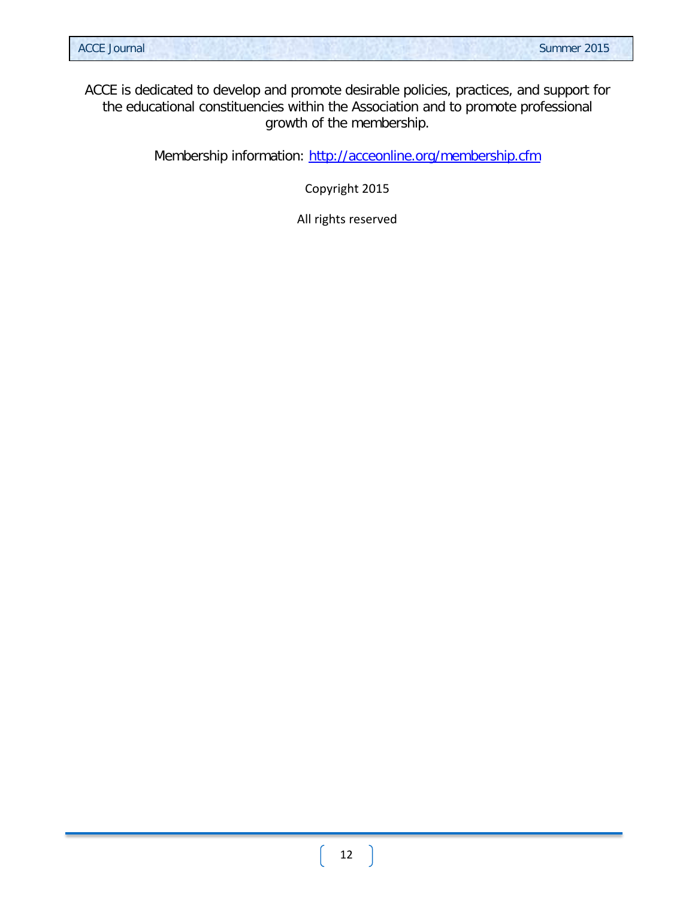ACCE is dedicated to develop and promote desirable policies, practices, and support for the educational constituencies within the Association and to promote professional growth of the membership.

Membership information: [http://acceonline.org/membership.cfm](http://acceonline.org/membership.cfm)

Copyright 2015

All rights reserved